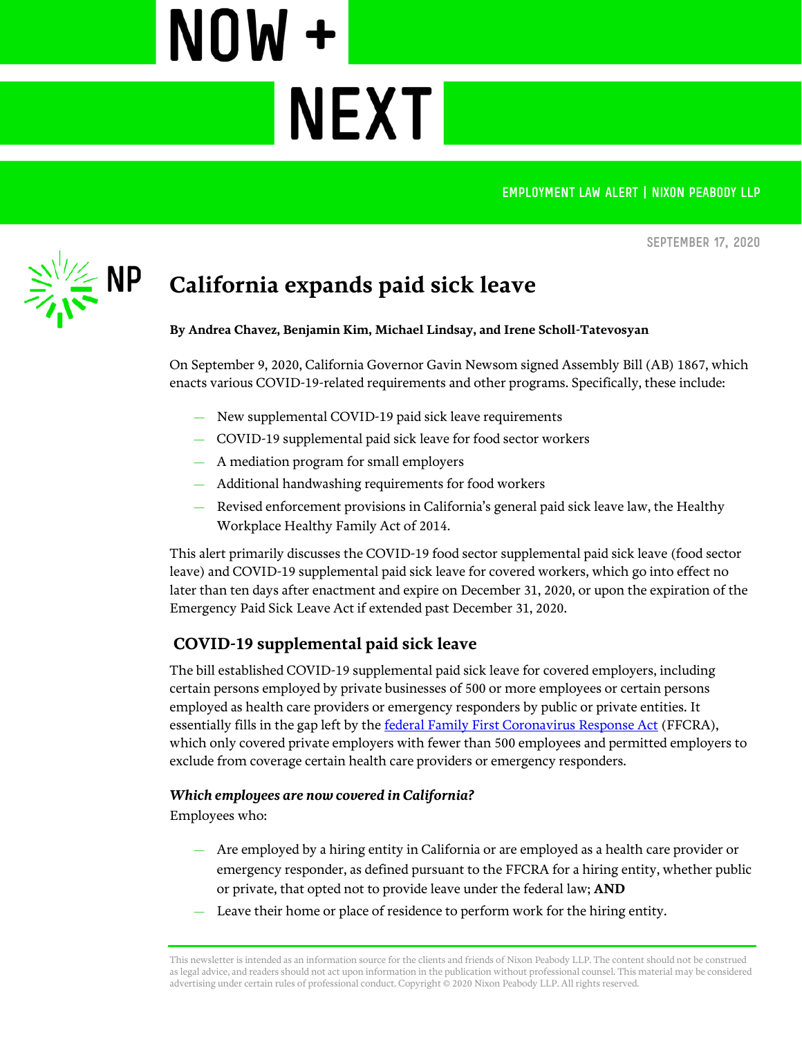NOW + NEXT

EMPLOYMENT LAW ALERT | NIXON PEABODY LLP

SEPTEMBER 17, 2020

# California expands paid sick leave

**By Andrea Chavez, Benjamin Kim, Michael Lindsay, and Irene Scholl-Tatevosyan**

On September 9, 2020, California Governor Gavin Newsom signed Assembly Bill (AB) 1867, which enacts various COVID-19-related requirements and other programs. Specifically, these include:

- New supplemental COVID-19 paid sick leave requirements
- COVID-19 supplemental paid sick leave for food sector workers
- A mediation program for small employers
- Additional handwashing requirements for food workers
- Revised enforcement provisions in California's general paid sick leave law, the Healthy Workplace Healthy Family Act of 2014.

This alert primarily discusses the COVID-19 food sector supplemental paid sick leave (food sector leave) and COVID-19 supplemental paid sick leave for covered workers, which go into effect no later than ten days after enactment and expire on December 31, 2020, or upon the expiration of the Emergency Paid Sick Leave Act if extended past December 31, 2020.

## COVID-19 supplemental paid sick leave

The bill established COVID-19 supplemental paid sick leave for covered employers, including certain persons employed by private businesses of 500 or more employees or certain persons employed as health care providers or emergency responders by public or private entities. It essentially fills in the gap left by the federal Family First Coronavirus Response Act (FFCRA), which only covered private employers with fewer than 500 employees and permitted employers to exclude from coverage certain health care providers or emergency responders.

### *Which employees are now covered in California?*

Employees who:

- Are employed by a hiring entity in California or are employed as a health care provider or emergency responder, as defined pursuant to the FFCRA for a hiring entity, whether public or private, that opted not to provide leave under the federal law; **AND**
- Leave their home or place of residence to perform work for the hiring entity.

This newsletter is intended as an information source for the clients and friends of Nixon Peabody LLP. The content should not be construed as legal advice, and readers should not act upon information in the publication without professional counsel. This material may be considered advertising under certain rules of professional conduct. Copyright © 2020 Nixon Peabody LLP. All rights reserved.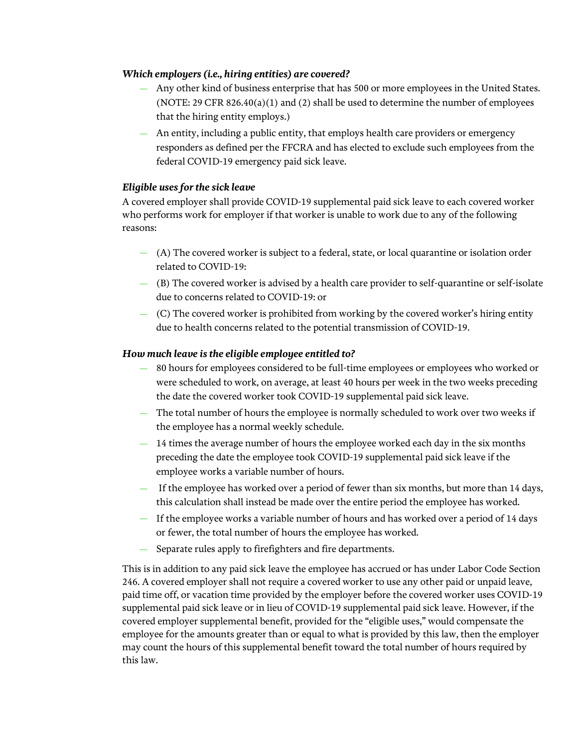***Which employers (i.e., hiring entities) are covered?***

- Any other kind of business enterprise that has 500 or more employees in the United States. (NOTE: 29 CFR 826.40(a)(1) and (2) shall be used to determine the number of employees that the hiring entity employs.)
- An entity, including a public entity, that employs health care providers or emergency responders as defined per the FFCRA and has elected to exclude such employees from the federal COVID-19 emergency paid sick leave.

***Eligible uses for the sick leave***

A covered employer shall provide COVID-19 supplemental paid sick leave to each covered worker who performs work for employer if that worker is unable to work due to any of the following reasons:

- (A) The covered worker is subject to a federal, state, or local quarantine or isolation order related to COVID-19:
- (B) The covered worker is advised by a health care provider to self-quarantine or self-isolate due to concerns related to COVID-19: or
- (C) The covered worker is prohibited from working by the covered worker's hiring entity due to health concerns related to the potential transmission of COVID-19.

***How much leave is the eligible employee entitled to?***

- 80 hours for employees considered to be full-time employees or employees who worked or were scheduled to work, on average, at least 40 hours per week in the two weeks preceding the date the covered worker took COVID-19 supplemental paid sick leave.
- The total number of hours the employee is normally scheduled to work over two weeks if the employee has a normal weekly schedule.
- 14 times the average number of hours the employee worked each day in the six months preceding the date the employee took COVID-19 supplemental paid sick leave if the employee works a variable number of hours.
- If the employee has worked over a period of fewer than six months, but more than 14 days, this calculation shall instead be made over the entire period the employee has worked.
- If the employee works a variable number of hours and has worked over a period of 14 days or fewer, the total number of hours the employee has worked.
- Separate rules apply to firefighters and fire departments.

This is in addition to any paid sick leave the employee has accrued or has under Labor Code Section 246. A covered employer shall not require a covered worker to use any other paid or unpaid leave, paid time off, or vacation time provided by the employer before the covered worker uses COVID-19 supplemental paid sick leave or in lieu of COVID-19 supplemental paid sick leave. However, if the covered employer supplemental benefit, provided for the "eligible uses," would compensate the employee for the amounts greater than or equal to what is provided by this law, then the employer may count the hours of this supplemental benefit toward the total number of hours required by this law.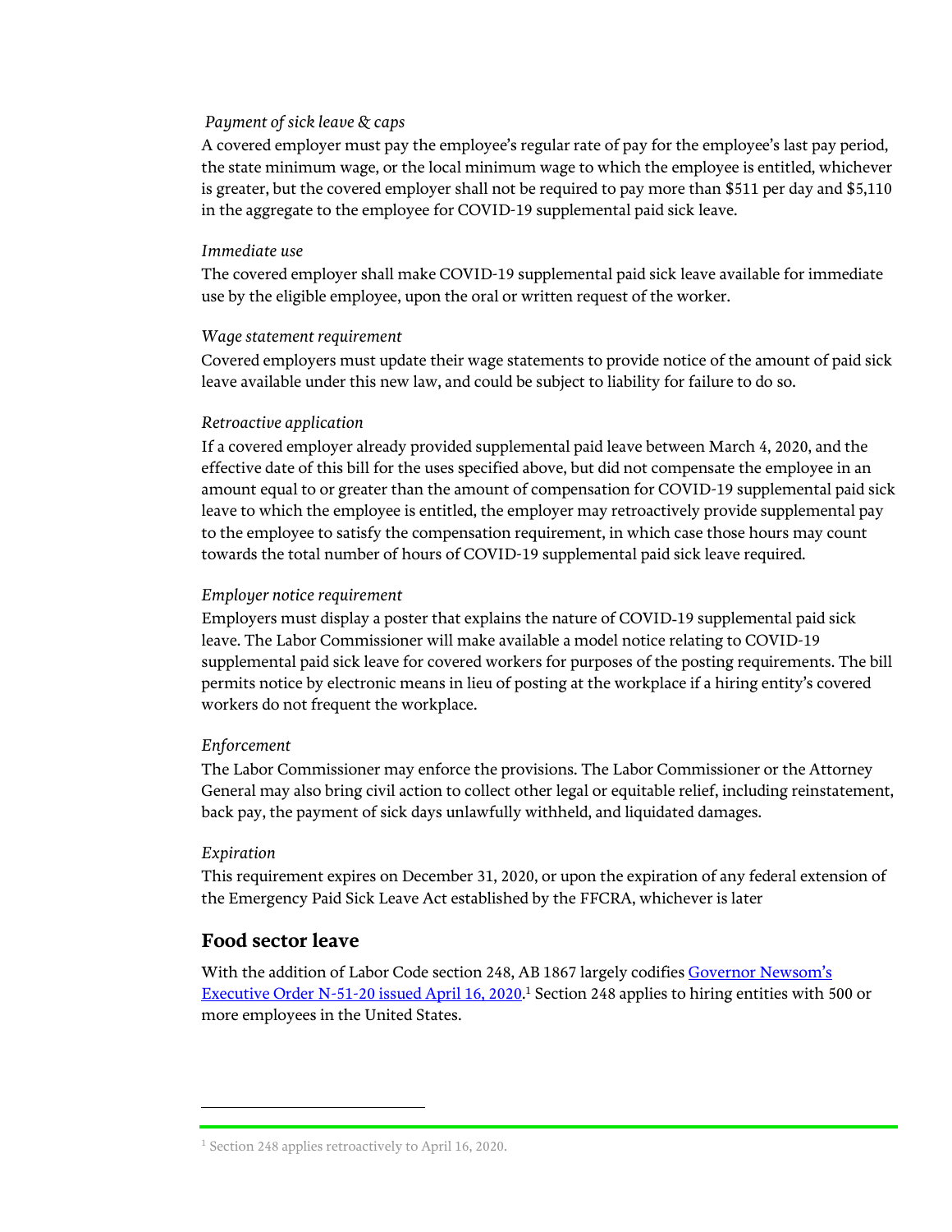*Payment of sick leave & caps*

A covered employer must pay the employee's regular rate of pay for the employee's last pay period, the state minimum wage, or the local minimum wage to which the employee is entitled, whichever is greater, but the covered employer shall not be required to pay more than $511 per day and $5,110 in the aggregate to the employee for COVID-19 supplemental paid sick leave.

*Immediate use*

The covered employer shall make COVID-19 supplemental paid sick leave available for immediate use by the eligible employee, upon the oral or written request of the worker.

*Wage statement requirement*

Covered employers must update their wage statements to provide notice of the amount of paid sick leave available under this new law, and could be subject to liability for failure to do so.

*Retroactive application*

If a covered employer already provided supplemental paid leave between March 4, 2020, and the effective date of this bill for the uses specified above, but did not compensate the employee in an amount equal to or greater than the amount of compensation for COVID-19 supplemental paid sick leave to which the employee is entitled, the employer may retroactively provide supplemental pay to the employee to satisfy the compensation requirement, in which case those hours may count towards the total number of hours of COVID-19 supplemental paid sick leave required.

*Employer notice requirement*

Employers must display a poster that explains the nature of COVID-19 supplemental paid sick leave. The Labor Commissioner will make available a model notice relating to COVID-19 supplemental paid sick leave for covered workers for purposes of the posting requirements. The bill permits notice by electronic means in lieu of posting at the workplace if a hiring entity's covered workers do not frequent the workplace.

*Enforcement*

The Labor Commissioner may enforce the provisions. The Labor Commissioner or the Attorney General may also bring civil action to collect other legal or equitable relief, including reinstatement, back pay, the payment of sick days unlawfully withheld, and liquidated damages.

*Expiration*

This requirement expires on December 31, 2020, or upon the expiration of any federal extension of the Emergency Paid Sick Leave Act established by the FFCRA, whichever is later

## Food sector leave

With the addition of Labor Code section 248, AB 1867 largely codifies Governor Newsom's Executive Order N-51-20 issued April 16, 2020.[1] Section 248 applies to hiring entities with 500 or more employees in the United States.

[1] Section 248 applies retroactively to April 16, 2020.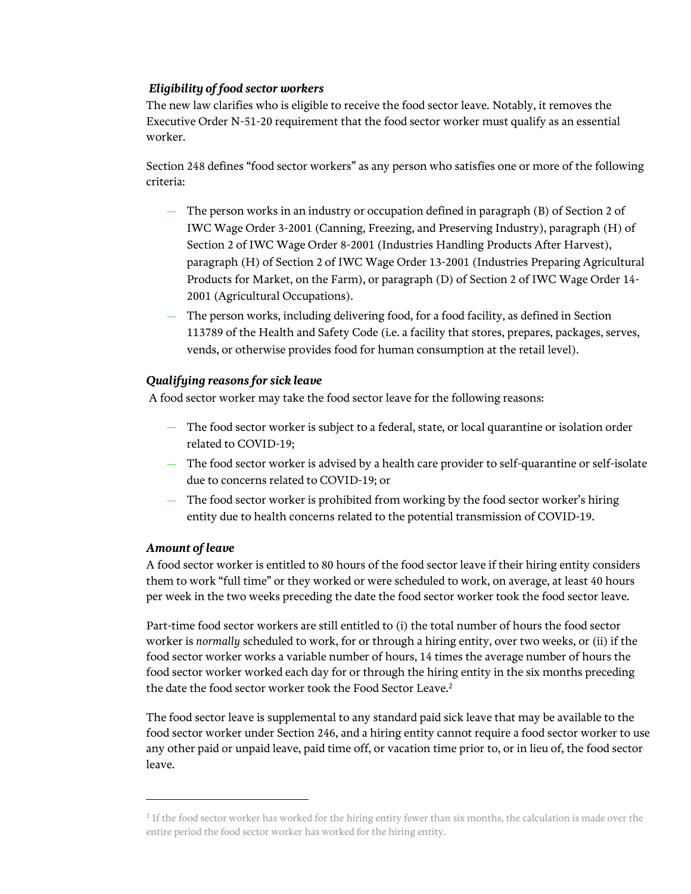### *Eligibility of food sector workers*

The new law clarifies who is eligible to receive the food sector leave. Notably, it removes the Executive Order N-51-20 requirement that the food sector worker must qualify as an essential worker.

Section 248 defines "food sector workers" as any person who satisfies one or more of the following criteria:

- The person works in an industry or occupation defined in paragraph (B) of Section 2 of IWC Wage Order 3-2001 (Canning, Freezing, and Preserving Industry), paragraph (H) of Section 2 of IWC Wage Order 8-2001 (Industries Handling Products After Harvest), paragraph (H) of Section 2 of IWC Wage Order 13-2001 (Industries Preparing Agricultural Products for Market, on the Farm), or paragraph (D) of Section 2 of IWC Wage Order 14-2001 (Agricultural Occupations).
- The person works, including delivering food, for a food facility, as defined in Section 113789 of the Health and Safety Code (i.e. a facility that stores, prepares, packages, serves, vends, or otherwise provides food for human consumption at the retail level).

### *Qualifying reasons for sick leave*

A food sector worker may take the food sector leave for the following reasons:

- The food sector worker is subject to a federal, state, or local quarantine or isolation order related to COVID-19;
- The food sector worker is advised by a health care provider to self-quarantine or self-isolate due to concerns related to COVID-19; or
- The food sector worker is prohibited from working by the food sector worker's hiring entity due to health concerns related to the potential transmission of COVID-19.

### *Amount of leave*

A food sector worker is entitled to 80 hours of the food sector leave if their hiring entity considers them to work "full time" or they worked or were scheduled to work, on average, at least 40 hours per week in the two weeks preceding the date the food sector worker took the food sector leave.

Part-time food sector workers are still entitled to (i) the total number of hours the food sector worker is *normally* scheduled to work, for or through a hiring entity, over two weeks, or (ii) if the food sector worker works a variable number of hours, 14 times the average number of hours the food sector worker worked each day for or through the hiring entity in the six months preceding the date the food sector worker took the Food Sector Leave.[2]

The food sector leave is supplemental to any standard paid sick leave that may be available to the food sector worker under Section 246, and a hiring entity cannot require a food sector worker to use any other paid or unpaid leave, paid time off, or vacation time prior to, or in lieu of, the food sector leave.

---

[2] If the food sector worker has worked for the hiring entity fewer than six months, the calculation is made over the entire period the food sector worker has worked for the hiring entity.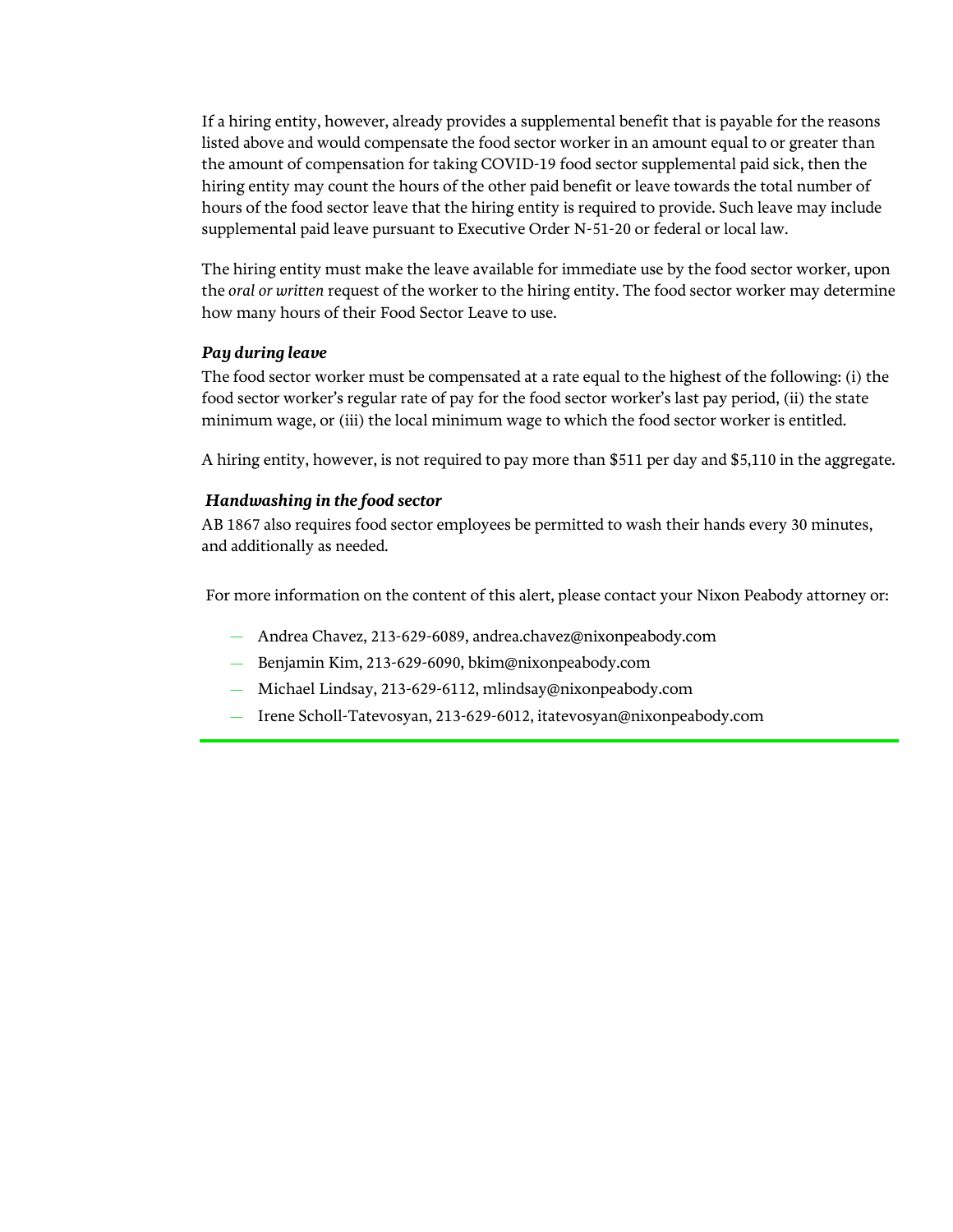If a hiring entity, however, already provides a supplemental benefit that is payable for the reasons listed above and would compensate the food sector worker in an amount equal to or greater than the amount of compensation for taking COVID-19 food sector supplemental paid sick, then the hiring entity may count the hours of the other paid benefit or leave towards the total number of hours of the food sector leave that the hiring entity is required to provide. Such leave may include supplemental paid leave pursuant to Executive Order N-51-20 or federal or local law.

The hiring entity must make the leave available for immediate use by the food sector worker, upon the *oral or written* request of the worker to the hiring entity. The food sector worker may determine how many hours of their Food Sector Leave to use.

***Pay during leave***

The food sector worker must be compensated at a rate equal to the highest of the following: (i) the food sector worker's regular rate of pay for the food sector worker's last pay period, (ii) the state minimum wage, or (iii) the local minimum wage to which the food sector worker is entitled.

A hiring entity, however, is not required to pay more than $511 per day and $5,110 in the aggregate.

***Handwashing in the food sector***

AB 1867 also requires food sector employees be permitted to wash their hands every 30 minutes, and additionally as needed.

For more information on the content of this alert, please contact your Nixon Peabody attorney or:

- Andrea Chavez, 213-629-6089, andrea.chavez@nixonpeabody.com
- Benjamin Kim, 213-629-6090, bkim@nixonpeabody.com
- Michael Lindsay, 213-629-6112, mlindsay@nixonpeabody.com
- Irene Scholl-Tatevosyan, 213-629-6012, itatevosyan@nixonpeabody.com